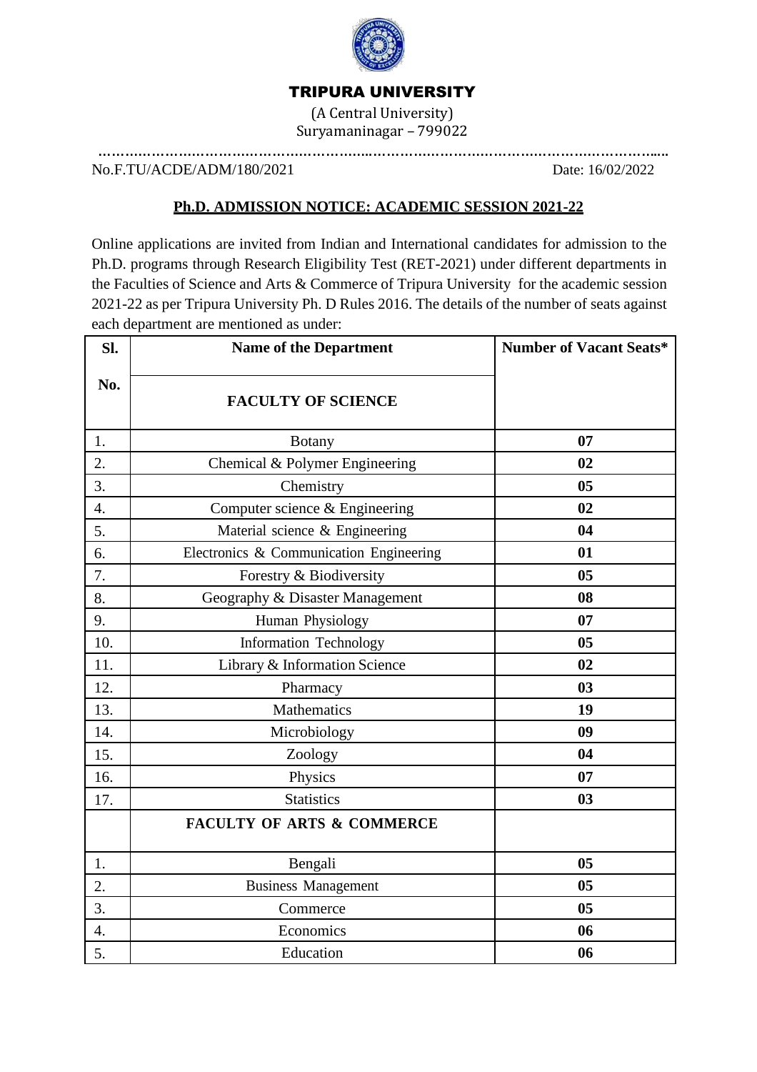# TRIPURA UNIVERSITY

(A Central University)
Suryamaninagar – 799022

No.F.TU/ACDE/ADM/180/2021 Date: 16/02/2022

## Ph.D. ADMISSION NOTICE: ACADEMIC SESSION 2021-22

Online applications are invited from Indian and International candidates for admission to the Ph.D. programs through Research Eligibility Test (RET-2021) under different departments in the Faculties of Science and Arts & Commerce of Tripura University for the academic session 2021-22 as per Tripura University Ph. D Rules 2016. The details of the number of seats against each department are mentioned as under:

| Sl. No. | Name of the Department | Number of Vacant Seats* |
|---|---|---|
| | **FACULTY OF SCIENCE** | |
| 1. | Botany | **07** |
| 2. | Chemical & Polymer Engineering | **02** |
| 3. | Chemistry | **05** |
| 4. | Computer science & Engineering | **02** |
| 5. | Material science & Engineering | **04** |
| 6. | Electronics & Communication Engineering | **01** |
| 7. | Forestry & Biodiversity | **05** |
| 8. | Geography & Disaster Management | **08** |
| 9. | Human Physiology | **07** |
| 10. | Information Technology | **05** |
| 11. | Library & Information Science | **02** |
| 12. | Pharmacy | **03** |
| 13. | Mathematics | **19** |
| 14. | Microbiology | **09** |
| 15. | Zoology | **04** |
| 16. | Physics | **07** |
| 17. | Statistics | **03** |
| | **FACULTY OF ARTS & COMMERCE** | |
| 1. | Bengali | **05** |
| 2. | Business Management | **05** |
| 3. | Commerce | **05** |
| 4. | Economics | **06** |
| 5. | Education | **06** |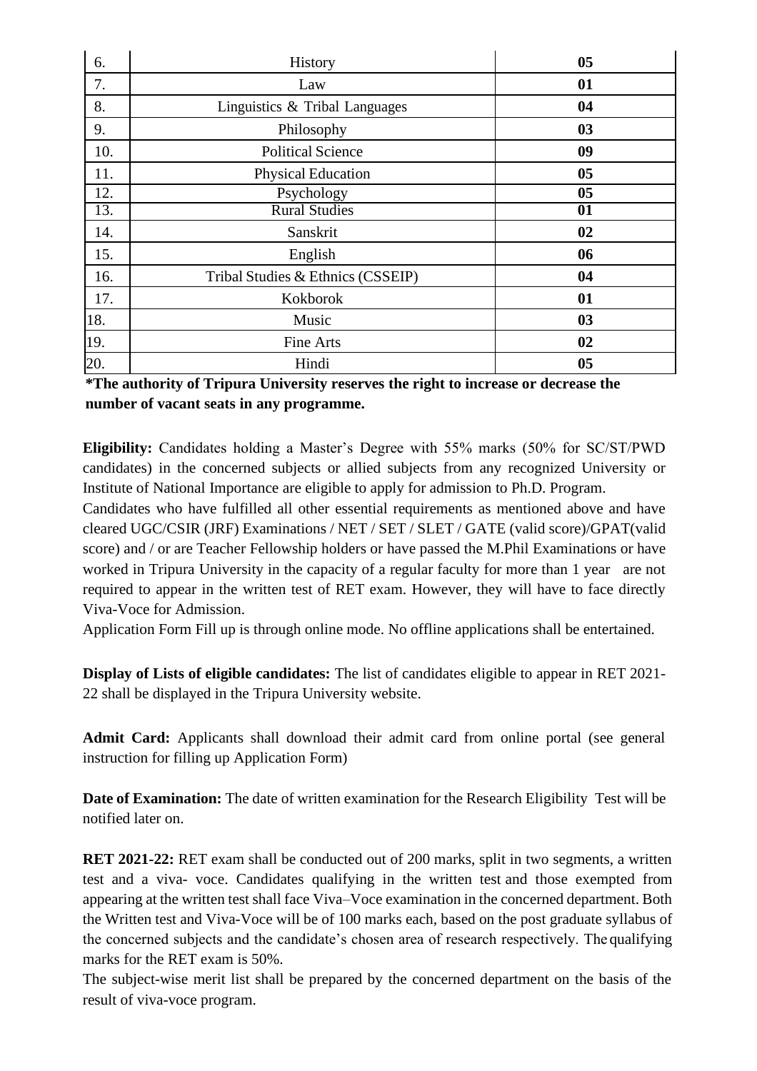| | | |
|---|---|---|
| 6. | History | **05** |
| 7. | Law | **01** |
| 8. | Linguistics & Tribal Languages | **04** |
| 9. | Philosophy | **03** |
| 10. | Political Science | **09** |
| 11. | Physical Education | **05** |
| 12. | Psychology | **05** |
| 13. | Rural Studies | **01** |
| 14. | Sanskrit | **02** |
| 15. | English | **06** |
| 16. | Tribal Studies & Ethnics (CSSEIP) | **04** |
| 17. | Kokborok | **01** |
| 18. | Music | **03** |
| 19. | Fine Arts | **02** |
| 20. | Hindi | **05** |

**\*The authority of Tripura University reserves the right to increase or decrease the number of vacant seats in any programme.**

**Eligibility:** Candidates holding a Master's Degree with 55% marks (50% for SC/ST/PWD candidates) in the concerned subjects or allied subjects from any recognized University or Institute of National Importance are eligible to apply for admission to Ph.D. Program.

Candidates who have fulfilled all other essential requirements as mentioned above and have cleared UGC/CSIR (JRF) Examinations / NET / SET / SLET / GATE (valid score)/GPAT(valid score) and / or are Teacher Fellowship holders or have passed the M.Phil Examinations or have worked in Tripura University in the capacity of a regular faculty for more than 1 year are not required to appear in the written test of RET exam. However, they will have to face directly Viva-Voce for Admission.

Application Form Fill up is through online mode. No offline applications shall be entertained.

**Display of Lists of eligible candidates:** The list of candidates eligible to appear in RET 2021-22 shall be displayed in the Tripura University website.

**Admit Card:** Applicants shall download their admit card from online portal (see general instruction for filling up Application Form)

**Date of Examination:** The date of written examination for the Research Eligibility Test will be notified later on.

**RET 2021-22:** RET exam shall be conducted out of 200 marks, split in two segments, a written test and a viva- voce. Candidates qualifying in the written test and those exempted from appearing at the written test shall face Viva–Voce examination in the concerned department. Both the Written test and Viva-Voce will be of 100 marks each, based on the post graduate syllabus of the concerned subjects and the candidate's chosen area of research respectively. The qualifying marks for the RET exam is 50%.

The subject-wise merit list shall be prepared by the concerned department on the basis of the result of viva-voce program.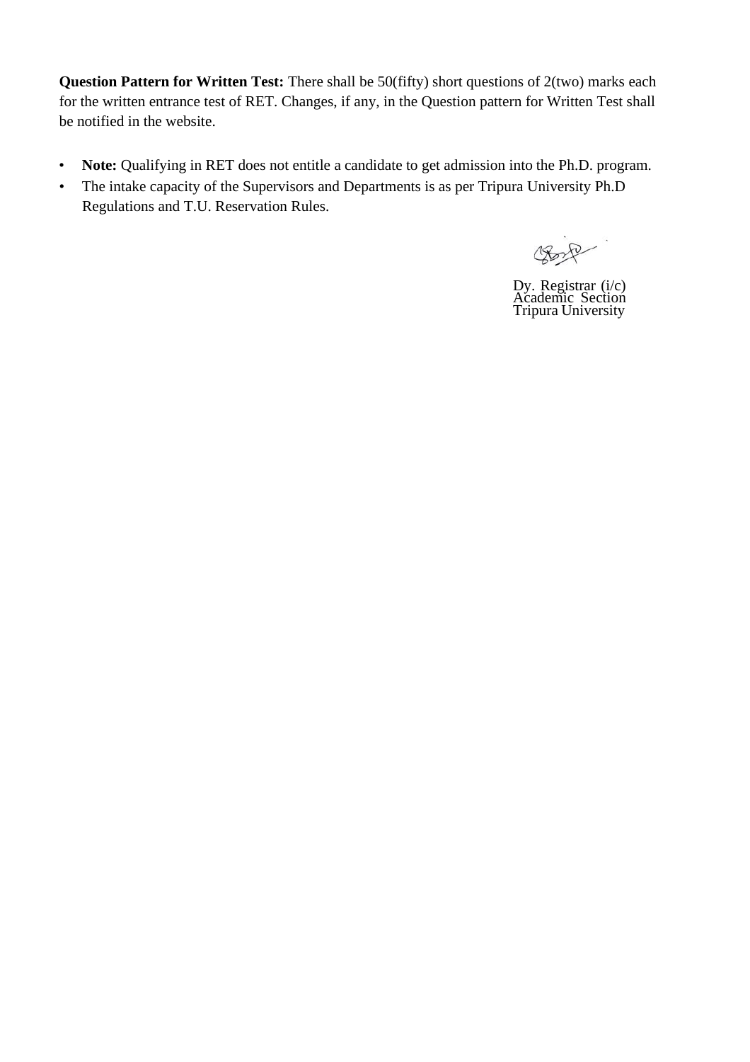**Question Pattern for Written Test:** There shall be 50(fifty) short questions of 2(two) marks each for the written entrance test of RET. Changes, if any, in the Question pattern for Written Test shall be notified in the website.

- **Note:** Qualifying in RET does not entitle a candidate to get admission into the Ph.D. program.
- The intake capacity of the Supervisors and Departments is as per Tripura University Ph.D Regulations and T.U. Reservation Rules.

Dy. Registrar (i/c)
Academic Section
Tripura University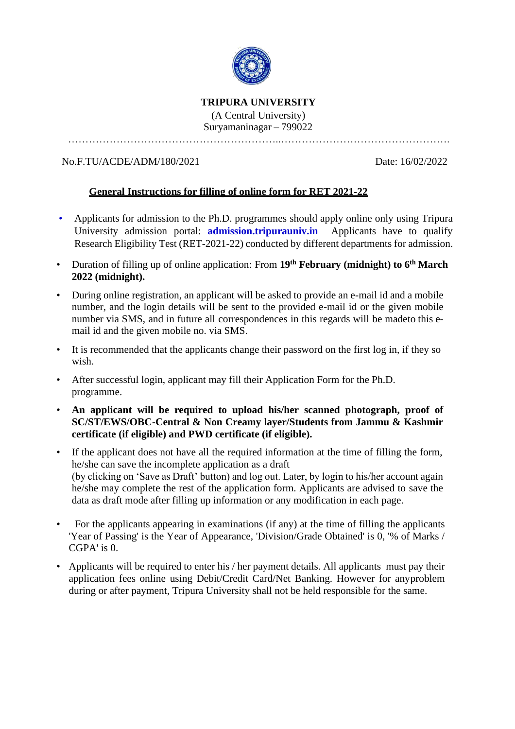**TRIPURA UNIVERSITY**

(A Central University)

Suryamaninagar – 799022

No.F.TU/ACDE/ADM/180/2021 Date: 16/02/2022

## General Instructions for filling of online form for RET 2021-22

- Applicants for admission to the Ph.D. programmes should apply online only using Tripura University admission portal: **admission.tripurauniv.in** Applicants have to qualify Research Eligibility Test (RET-2021-22) conducted by different departments for admission.
- Duration of filling up of online application: From **19th February (midnight) to 6th March 2022 (midnight).**
- During online registration, an applicant will be asked to provide an e-mail id and a mobile number, and the login details will be sent to the provided e-mail id or the given mobile number via SMS, and in future all correspondences in this regards will be madeto this e-mail id and the given mobile no. via SMS.
- It is recommended that the applicants change their password on the first log in, if they so wish.
- After successful login, applicant may fill their Application Form for the Ph.D. programme.
- **An applicant will be required to upload his/her scanned photograph, proof of SC/ST/EWS/OBC-Central & Non Creamy layer/Students from Jammu & Kashmir certificate (if eligible) and PWD certificate (if eligible).**
- If the applicant does not have all the required information at the time of filling the form, he/she can save the incomplete application as a draft (by clicking on 'Save as Draft' button) and log out. Later, by login to his/her account again he/she may complete the rest of the application form. Applicants are advised to save the data as draft mode after filling up information or any modification in each page.
- For the applicants appearing in examinations (if any) at the time of filling the applicants 'Year of Passing' is the Year of Appearance, 'Division/Grade Obtained' is 0, '% of Marks / CGPA' is 0.
- Applicants will be required to enter his / her payment details. All applicants must pay their application fees online using Debit/Credit Card/Net Banking. However for anyproblem during or after payment, Tripura University shall not be held responsible for the same.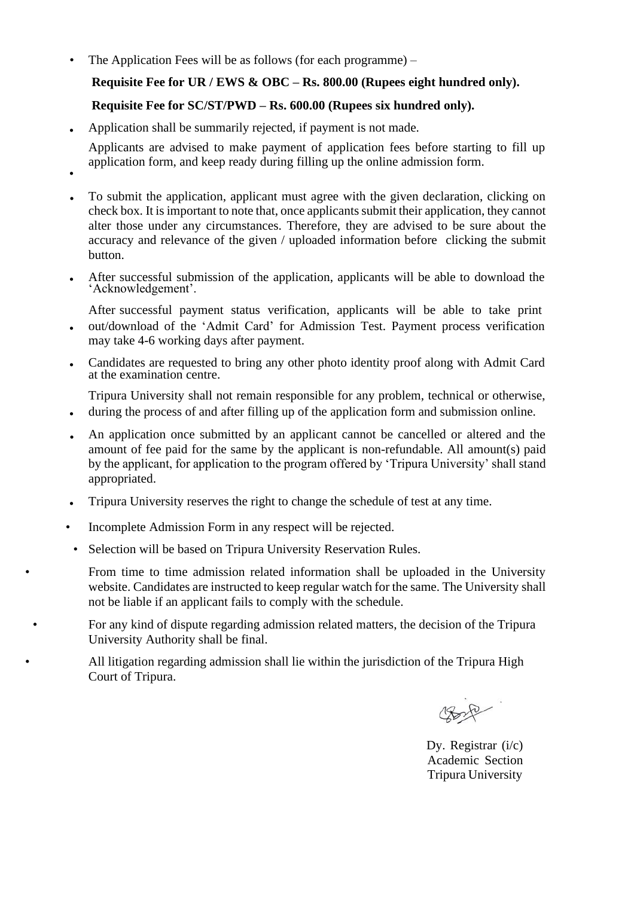- The Application Fees will be as follows (for each programme) –

  **Requisite Fee for UR / EWS & OBC – Rs. 800.00 (Rupees eight hundred only).**

  **Requisite Fee for SC/ST/PWD – Rs. 600.00 (Rupees six hundred only).**

- Application shall be summarily rejected, if payment is not made.
- Applicants are advised to make payment of application fees before starting to fill up application form, and keep ready during filling up the online admission form.
- To submit the application, applicant must agree with the given declaration, clicking on check box. It is important to note that, once applicants submit their application, they cannot alter those under any circumstances. Therefore, they are advised to be sure about the accuracy and relevance of the given / uploaded information before clicking the submit button.
- After successful submission of the application, applicants will be able to download the 'Acknowledgement'.
- After successful payment status verification, applicants will be able to take print out/download of the 'Admit Card' for Admission Test. Payment process verification may take 4-6 working days after payment.
- Candidates are requested to bring any other photo identity proof along with Admit Card at the examination centre.
- Tripura University shall not remain responsible for any problem, technical or otherwise, during the process of and after filling up of the application form and submission online.
- An application once submitted by an applicant cannot be cancelled or altered and the amount of fee paid for the same by the applicant is non-refundable. All amount(s) paid by the applicant, for application to the program offered by 'Tripura University' shall stand appropriated.
- Tripura University reserves the right to change the schedule of test at any time.
- Incomplete Admission Form in any respect will be rejected.
- Selection will be based on Tripura University Reservation Rules.
- From time to time admission related information shall be uploaded in the University website. Candidates are instructed to keep regular watch for the same. The University shall not be liable if an applicant fails to comply with the schedule.
- For any kind of dispute regarding admission related matters, the decision of the Tripura University Authority shall be final.
- All litigation regarding admission shall lie within the jurisdiction of the Tripura High Court of Tripura.

Dy. Registrar (i/c)
Academic Section
Tripura University